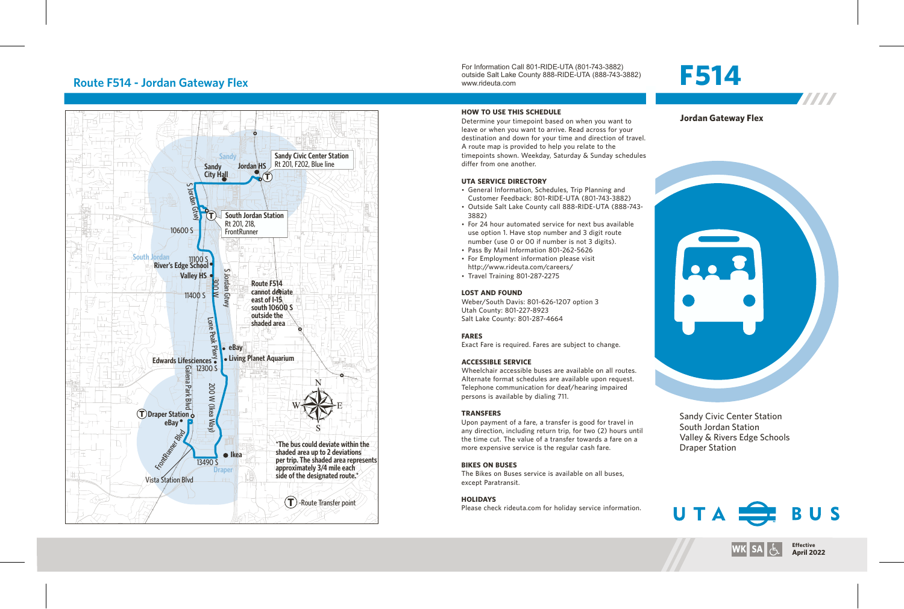# Route F514 - Jordan Gateway Flex

For Information Call 801-RIDE-UTA (801-743-3882)
outside Salt Lake County 888-RIDE-UTA (888-743-3882)
www.rideuta.com

# F514

**Jordan Gateway Flex**

Sandy Civic Center Station
South Jordan Station
Valley & Rivers Edge Schools
Draper Station

Sandy
Sandy City Hall
Jordan HS
Sandy Civic Center Station
Rt 201, F202, Blue line
S Jordan Gtwy
South Jordan Station
Rt 201, 218, FrontRunner
10600 S
South Jordan
11100 S
River's Edge School
Valley HS
S Jordan Gtwy
300 W
11400 S
Route F514 cannot deviate east of I-15 south 10600 S outside the shaded area
Lone Peak Pkwy
eBay
Living Planet Aquarium
Edwards Lifesciences
12300 S
Galena Park Blvd
200 W (Ikea Way)
Draper Station
eBay
FrontRunner Blvd
Ikea
13490 S
Draper
Vista Station Blvd

*The bus could deviate within the shaded area up to 2 deviations per trip. The shaded area represents approximately 3/4 mile each side of the designated route.*

(T) -Route Transfer point

### HOW TO USE THIS SCHEDULE

Determine your timepoint based on when you want to leave or when you want to arrive. Read across for your destination and down for your time and direction of travel. A route map is provided to help you relate to the timepoints shown. Weekday, Saturday & Sunday schedules differ from one another.

### UTA SERVICE DIRECTORY

- General Information, Schedules, Trip Planning and Customer Feedback: 801-RIDE-UTA (801-743-3882)
- Outside Salt Lake County call 888-RIDE-UTA (888-743-3882)
- For 24 hour automated service for next bus available use option 1. Have stop number and 3 digit route number (use 0 or 00 if number is not 3 digits).
- Pass By Mail Information 801-262-5626
- For Employment information please visit http://www.rideuta.com/careers/
- Travel Training 801-287-2275

### LOST AND FOUND

Weber/South Davis: 801-626-1207 option 3
Utah County: 801-227-8923
Salt Lake County: 801-287-4664

### FARES

Exact Fare is required. Fares are subject to change.

### ACCESSIBLE SERVICE

Wheelchair accessible buses are available on all routes. Alternate format schedules are available upon request. Telephone communication for deaf/hearing impaired persons is available by dialing 711.

### TRANSFERS

Upon payment of a fare, a transfer is good for travel in any direction, including return trip, for two (2) hours until the time cut. The value of a transfer towards a fare on a more expensive service is the regular cash fare.

### BIKES ON BUSES

The Bikes on Buses service is available on all buses, except Paratransit.

### HOLIDAYS

Please check rideuta.com for holiday service information.

UTA BUS

WK SA

Effective
April 2022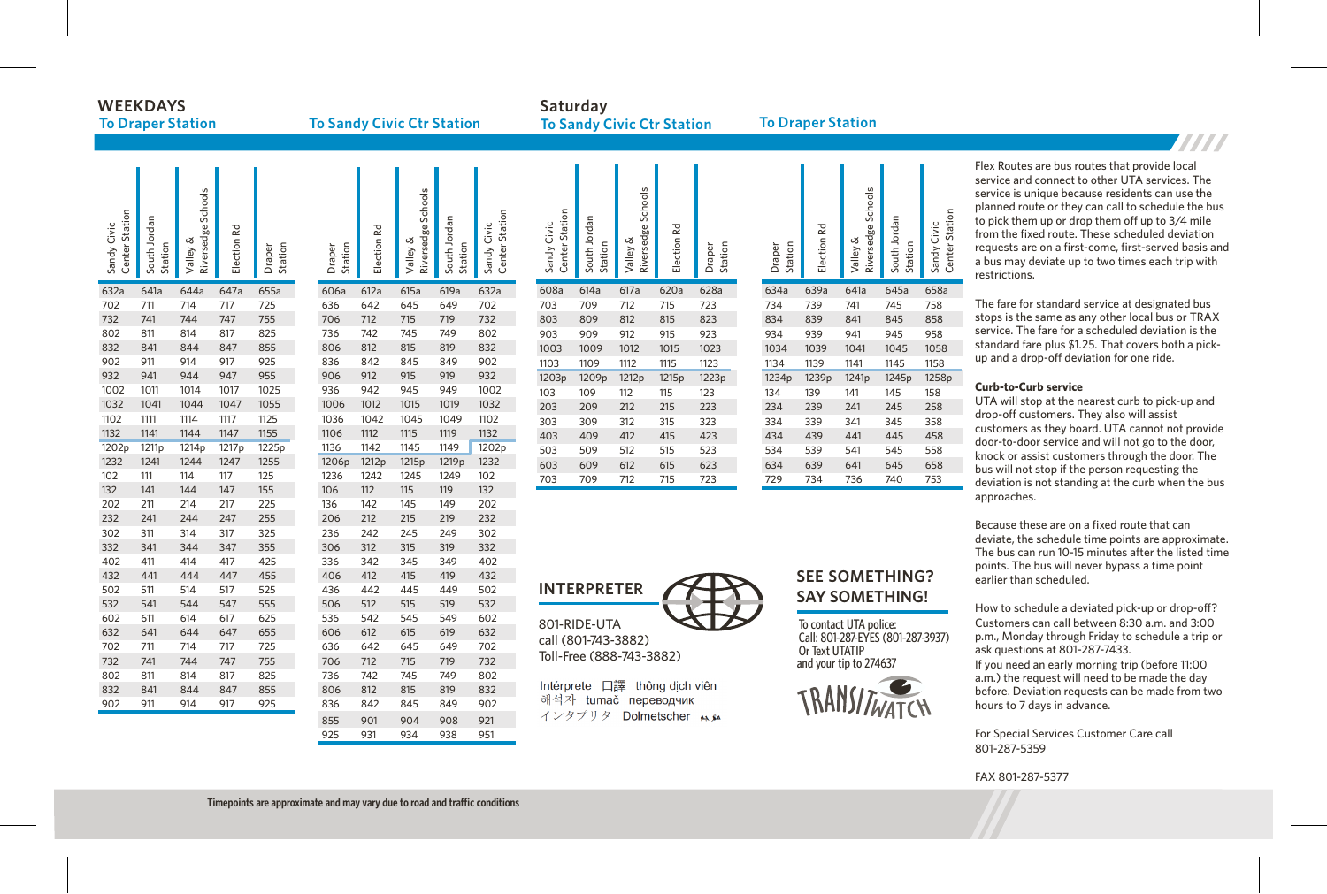## WEEKDAYS

### To Draper Station

| Sandy Civic Center Station | South Jordan Station | Valley & Riverside Schools | Election Rd | Draper Station |
|---|---|---|---|---|
| 632a | 641a | 644a | 647a | 655a |
| 702 | 711 | 714 | 717 | 725 |
| 732 | 741 | 744 | 747 | 755 |
| 802 | 811 | 814 | 817 | 825 |
| 832 | 841 | 844 | 847 | 855 |
| 902 | 911 | 914 | 917 | 925 |
| 932 | 941 | 944 | 947 | 955 |
| 1002 | 1011 | 1014 | 1017 | 1025 |
| 1032 | 1041 | 1044 | 1047 | 1055 |
| 1102 | 1111 | 1114 | 1117 | 1125 |
| 1132 | 1141 | 1144 | 1147 | 1155 |
| 1202p | 1211p | 1214p | 1217p | 1225p |
| 1232 | 1241 | 1244 | 1247 | 1255 |
| 102 | 111 | 114 | 117 | 125 |
| 132 | 141 | 144 | 147 | 155 |
| 202 | 211 | 214 | 217 | 225 |
| 232 | 241 | 244 | 247 | 255 |
| 302 | 311 | 314 | 317 | 325 |
| 332 | 341 | 344 | 347 | 355 |
| 402 | 411 | 414 | 417 | 425 |
| 432 | 441 | 444 | 447 | 455 |
| 502 | 511 | 514 | 517 | 525 |
| 532 | 541 | 544 | 547 | 555 |
| 602 | 611 | 614 | 617 | 625 |
| 632 | 641 | 644 | 647 | 655 |
| 702 | 711 | 714 | 717 | 725 |
| 732 | 741 | 744 | 747 | 755 |
| 802 | 811 | 814 | 817 | 825 |
| 832 | 841 | 844 | 847 | 855 |
| 902 | 911 | 914 | 917 | 925 |

### To Sandy Civic Ctr Station

| Draper Station | Election Rd | Valley & Riverside Schools | South Jordan Station | Sandy Civic Center Station |
|---|---|---|---|---|
| 606a | 612a | 615a | 619a | 632a |
| 636 | 642 | 645 | 649 | 702 |
| 706 | 712 | 715 | 719 | 732 |
| 736 | 742 | 745 | 749 | 802 |
| 806 | 812 | 815 | 819 | 832 |
| 836 | 842 | 845 | 849 | 902 |
| 906 | 912 | 915 | 919 | 932 |
| 936 | 942 | 945 | 949 | 1002 |
| 1006 | 1012 | 1015 | 1019 | 1032 |
| 1036 | 1042 | 1045 | 1049 | 1102 |
| 1106 | 1112 | 1115 | 1119 | 1132 |
| 1136 | 1142 | 1145 | 1149 | 1202p |
| 1206p | 1212p | 1215p | 1219p | 1232 |
| 1236 | 1242 | 1245 | 1249 | 102 |
| 106 | 112 | 115 | 119 | 132 |
| 136 | 142 | 145 | 149 | 202 |
| 206 | 212 | 215 | 219 | 232 |
| 236 | 242 | 245 | 249 | 302 |
| 306 | 312 | 315 | 319 | 332 |
| 336 | 342 | 345 | 349 | 402 |
| 406 | 412 | 415 | 419 | 432 |
| 436 | 442 | 445 | 449 | 502 |
| 506 | 512 | 515 | 519 | 532 |
| 536 | 542 | 545 | 549 | 602 |
| 606 | 612 | 615 | 619 | 632 |
| 636 | 642 | 645 | 649 | 702 |
| 706 | 712 | 715 | 719 | 732 |
| 736 | 742 | 745 | 749 | 802 |
| 806 | 812 | 815 | 819 | 832 |
| 836 | 842 | 845 | 849 | 902 |
| 855 | 901 | 904 | 908 | 921 |
| 925 | 931 | 934 | 938 | 951 |

## Saturday

### To Sandy Civic Ctr Station

| Sandy Civic Center Station | South Jordan Station | Valley & Riverside Schools | Election Rd | Draper Station |
|---|---|---|---|---|
| 608a | 614a | 617a | 620a | 628a |
| 703 | 709 | 712 | 715 | 723 |
| 803 | 809 | 812 | 815 | 823 |
| 903 | 909 | 912 | 915 | 923 |
| 1003 | 1009 | 1012 | 1015 | 1023 |
| 1103 | 1109 | 1112 | 1115 | 1123 |
| 1203p | 1209p | 1212p | 1215p | 1223p |
| 103 | 109 | 112 | 115 | 123 |
| 203 | 209 | 212 | 215 | 223 |
| 303 | 309 | 312 | 315 | 323 |
| 403 | 409 | 412 | 415 | 423 |
| 503 | 509 | 512 | 515 | 523 |
| 603 | 609 | 612 | 615 | 623 |
| 703 | 709 | 712 | 715 | 723 |

### To Draper Station

| Draper Station | Election Rd | Valley & Riverside Schools | South Jordan Station | Sandy Civic Center Station |
|---|---|---|---|---|
| 634a | 639a | 641a | 645a | 658a |
| 734 | 739 | 741 | 745 | 758 |
| 834 | 839 | 841 | 845 | 858 |
| 934 | 939 | 941 | 945 | 958 |
| 1034 | 1039 | 1041 | 1045 | 1058 |
| 1134 | 1139 | 1141 | 1145 | 1158 |
| 1234p | 1239p | 1241p | 1245p | 1258p |
| 134 | 139 | 141 | 145 | 158 |
| 234 | 239 | 241 | 245 | 258 |
| 334 | 339 | 341 | 345 | 358 |
| 434 | 439 | 441 | 445 | 458 |
| 534 | 539 | 541 | 545 | 558 |
| 634 | 639 | 641 | 645 | 658 |
| 729 | 734 | 736 | 740 | 753 |

## INTERPRETER

801-RIDE-UTA
call (801-743-3882)
Toll-Free (888-743-3882)

Intérprete 口譯 thông dịch viên
해석자 tumač переводчик
インタプリタ Dolmetscher

## SEE SOMETHING? SAY SOMETHING!

To contact UTA police:
Call: 801-287-EYES (801-287-3937)
Or Text UTATIP
and your tip to 274637

TRANSITWATCH

Flex Routes are bus routes that provide local service and connect to other UTA services. The service is unique because residents can use the planned route or they can call to schedule the bus to pick them up or drop them off up to 3/4 mile from the fixed route. These scheduled deviation requests are on a first-come, first-served basis and a bus may deviate up to two times each trip with restrictions.

The fare for standard service at designated bus stops is the same as any other local bus or TRAX service. The fare for a scheduled deviation is the standard fare plus $1.25. That covers both a pick-up and a drop-off deviation for one ride.

**Curb-to-Curb service**

UTA will stop at the nearest curb to pick-up and drop-off customers. They also will assist customers as they board. UTA cannot provide door-to-door service and will not go to the door, knock or assist customers through the door. The bus will not stop if the person requesting the deviation is not standing at the curb when the bus approaches.

Because these are on a fixed route that can deviate, the schedule time points are approximate. The bus can run 10-15 minutes after the listed time points. The bus will never bypass a time point earlier than scheduled.

How to schedule a deviated pick-up or drop-off? Customers can call between 8:30 a.m. and 3:00 p.m., Monday through Friday to schedule a trip or ask questions at 801-287-7433.
If you need an early morning trip (before 11:00 a.m.) the request will need to be made the day before. Deviation requests can be made from two hours to 7 days in advance.

For Special Services Customer Care call 801-287-5359

FAX 801-287-5377

**Timepoints are approximate and may vary due to road and traffic conditions**